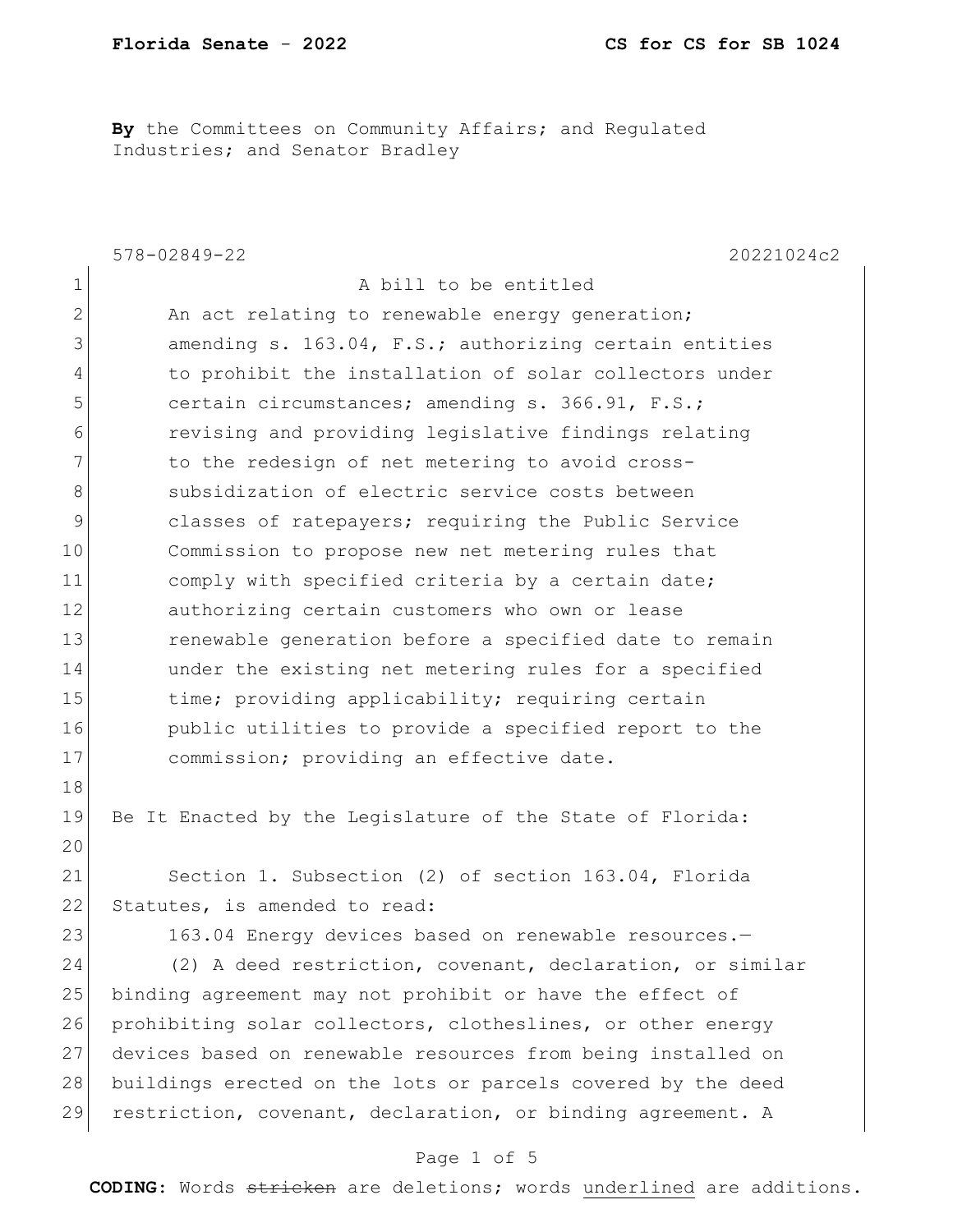**Florida Senate - 2022** **CS for CS for SB 1024**

**By** the Committees on Community Affairs; and Regulated Industries; and Senator Bradley

578-02849-22 20221024c2

A bill to be entitled

An act relating to renewable energy generation; amending s. 163.04, F.S.; authorizing certain entities to prohibit the installation of solar collectors under certain circumstances; amending s. 366.91, F.S.; revising and providing legislative findings relating to the redesign of net metering to avoid cross-subsidization of electric service costs between classes of ratepayers; requiring the Public Service Commission to propose new net metering rules that comply with specified criteria by a certain date; authorizing certain customers who own or lease renewable generation before a specified date to remain under the existing net metering rules for a specified time; providing applicability; requiring certain public utilities to provide a specified report to the commission; providing an effective date.

Be It Enacted by the Legislature of the State of Florida:

Section 1. Subsection (2) of section 163.04, Florida Statutes, is amended to read:

163.04 Energy devices based on renewable resources.—

(2) A deed restriction, covenant, declaration, or similar binding agreement may not prohibit or have the effect of prohibiting solar collectors, clotheslines, or other energy devices based on renewable resources from being installed on buildings erected on the lots or parcels covered by the deed restriction, covenant, declaration, or binding agreement. A

**CODING:** Words ~~stricken~~ are deletions; words underlined are additions.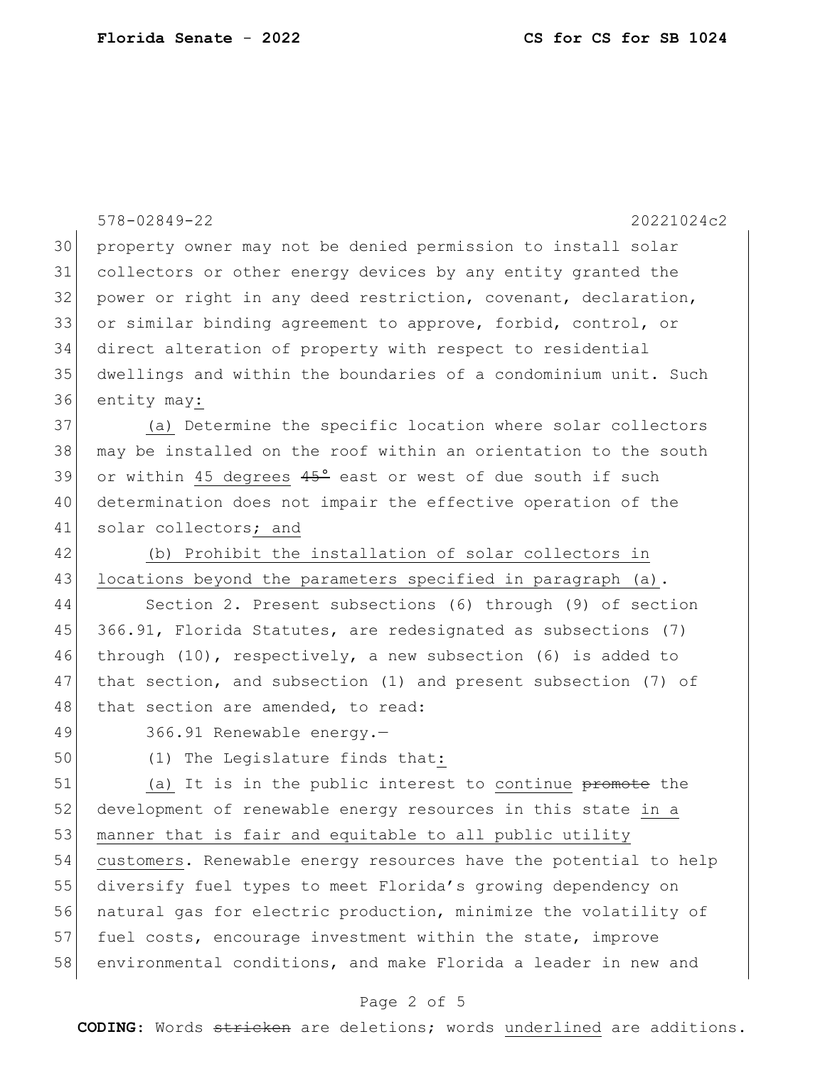property owner may not be denied permission to install solar collectors or other energy devices by any entity granted the power or right in any deed restriction, covenant, declaration, or similar binding agreement to approve, forbid, control, or direct alteration of property with respect to residential dwellings and within the boundaries of a condominium unit. Such entity may:

(a) Determine the specific location where solar collectors may be installed on the roof within an orientation to the south or within 45 degrees ~~45°~~ east or west of due south if such determination does not impair the effective operation of the solar collectors; and

(b) Prohibit the installation of solar collectors in locations beyond the parameters specified in paragraph (a).

Section 2. Present subsections (6) through (9) of section 366.91, Florida Statutes, are redesignated as subsections (7) through (10), respectively, a new subsection (6) is added to that section, and subsection (1) and present subsection (7) of that section are amended, to read:

366.91 Renewable energy.—

(1) The Legislature finds that:

(a) It is in the public interest to continue ~~promote~~ the development of renewable energy resources in this state in a manner that is fair and equitable to all public utility customers. Renewable energy resources have the potential to help diversify fuel types to meet Florida's growing dependency on natural gas for electric production, minimize the volatility of fuel costs, encourage investment within the state, improve environmental conditions, and make Florida a leader in new and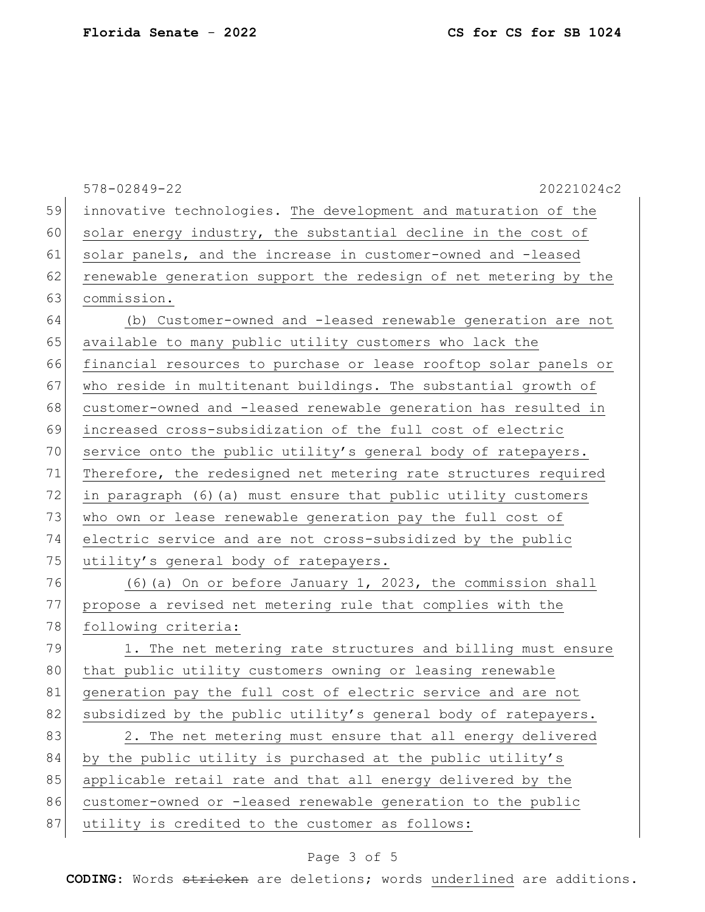innovative technologies. The development and maturation of the solar energy industry, the substantial decline in the cost of solar panels, and the increase in customer-owned and -leased renewable generation support the redesign of net metering by the commission.

(b) Customer-owned and -leased renewable generation are not available to many public utility customers who lack the financial resources to purchase or lease rooftop solar panels or who reside in multitenant buildings. The substantial growth of customer-owned and -leased renewable generation has resulted in increased cross-subsidization of the full cost of electric service onto the public utility's general body of ratepayers. Therefore, the redesigned net metering rate structures required in paragraph (6)(a) must ensure that public utility customers who own or lease renewable generation pay the full cost of electric service and are not cross-subsidized by the public utility's general body of ratepayers.

(6)(a) On or before January 1, 2023, the commission shall propose a revised net metering rule that complies with the following criteria:

1. The net metering rate structures and billing must ensure that public utility customers owning or leasing renewable generation pay the full cost of electric service and are not subsidized by the public utility's general body of ratepayers.

2. The net metering must ensure that all energy delivered by the public utility is purchased at the public utility's applicable retail rate and that all energy delivered by the customer-owned or -leased renewable generation to the public utility is credited to the customer as follows: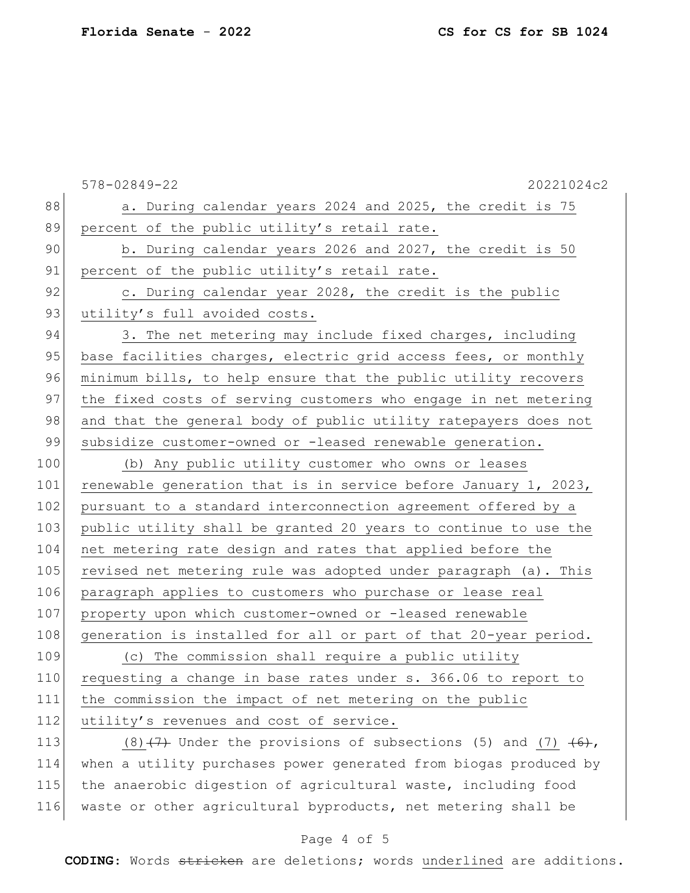578-02849-22 20221024c2

a. During calendar years 2024 and 2025, the credit is 75 percent of the public utility's retail rate.

b. During calendar years 2026 and 2027, the credit is 50 percent of the public utility's retail rate.

c. During calendar year 2028, the credit is the public utility's full avoided costs.

3. The net metering may include fixed charges, including base facilities charges, electric grid access fees, or monthly minimum bills, to help ensure that the public utility recovers the fixed costs of serving customers who engage in net metering and that the general body of public utility ratepayers does not subsidize customer-owned or -leased renewable generation.

(b) Any public utility customer who owns or leases renewable generation that is in service before January 1, 2023, pursuant to a standard interconnection agreement offered by a public utility shall be granted 20 years to continue to use the net metering rate design and rates that applied before the revised net metering rule was adopted under paragraph (a). This paragraph applies to customers who purchase or lease real property upon which customer-owned or -leased renewable generation is installed for all or part of that 20-year period.

(c) The commission shall require a public utility requesting a change in base rates under s. 366.06 to report to the commission the impact of net metering on the public utility's revenues and cost of service.

(8) ~~(7)~~ Under the provisions of subsections (5) and (7) ~~(6)~~, when a utility purchases power generated from biogas produced by the anaerobic digestion of agricultural waste, including food waste or other agricultural byproducts, net metering shall be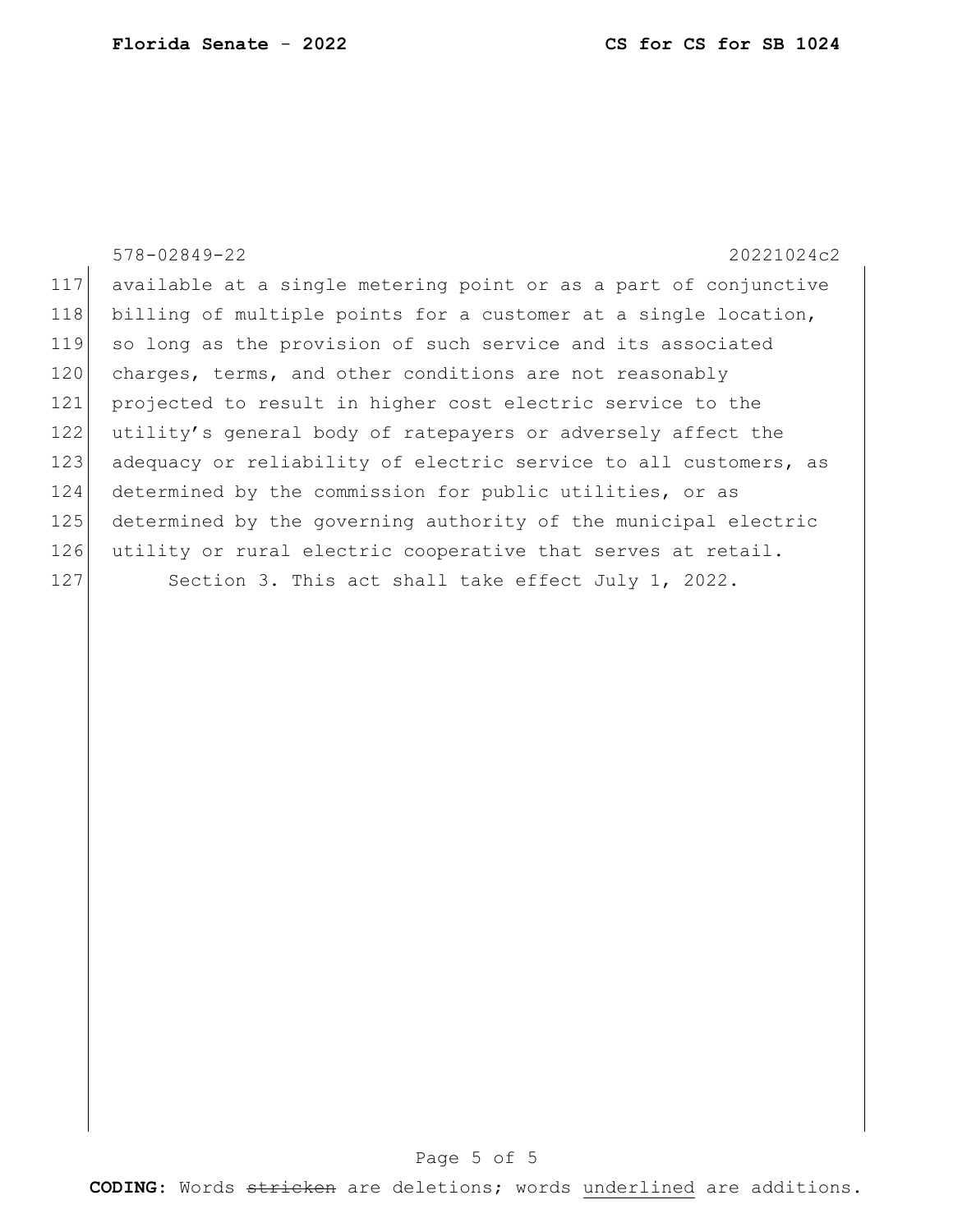available at a single metering point or as a part of conjunctive billing of multiple points for a customer at a single location, so long as the provision of such service and its associated charges, terms, and other conditions are not reasonably projected to result in higher cost electric service to the utility's general body of ratepayers or adversely affect the adequacy or reliability of electric service to all customers, as determined by the commission for public utilities, or as determined by the governing authority of the municipal electric utility or rural electric cooperative that serves at retail.

Section 3. This act shall take effect July 1, 2022.